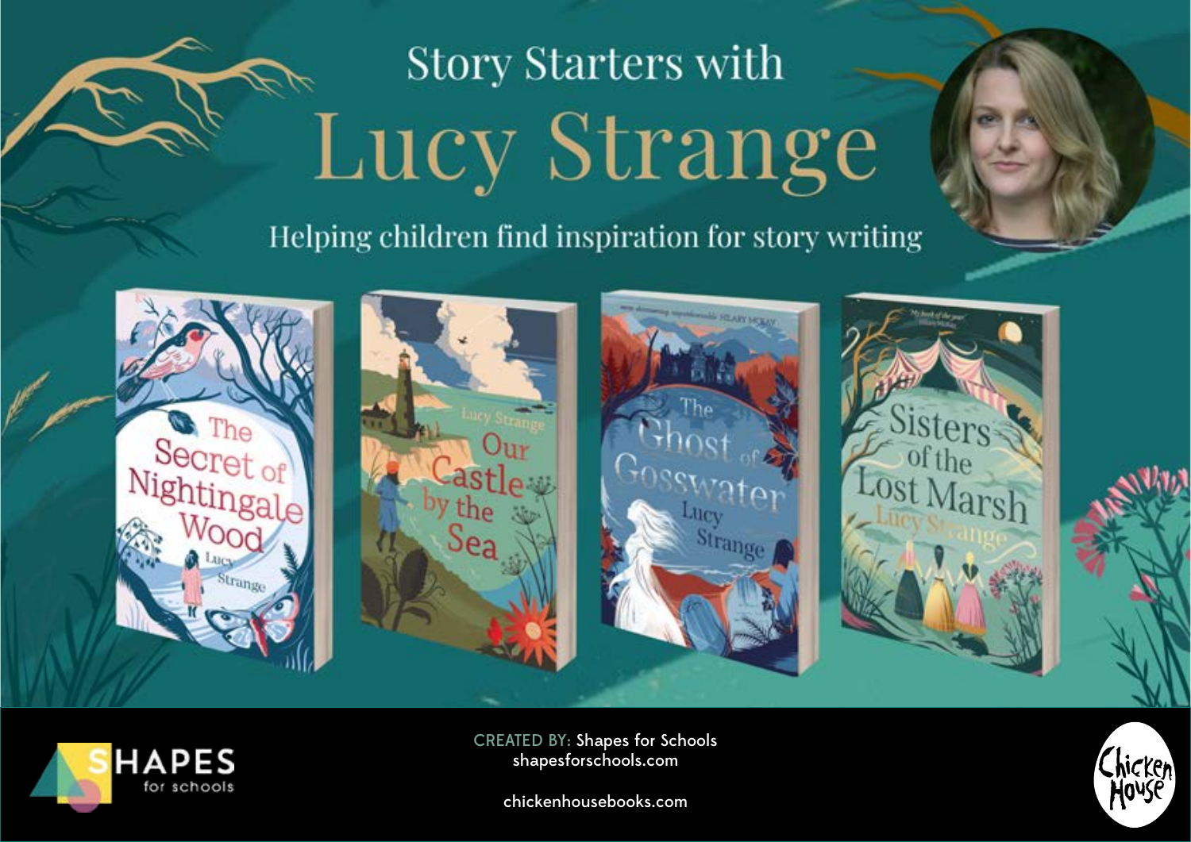# Story Starters with Lucy Strange

Helping children find inspiration for story writing

CREATED BY: Shapes for Schools
shapesforschools.com

chickenhousebooks.com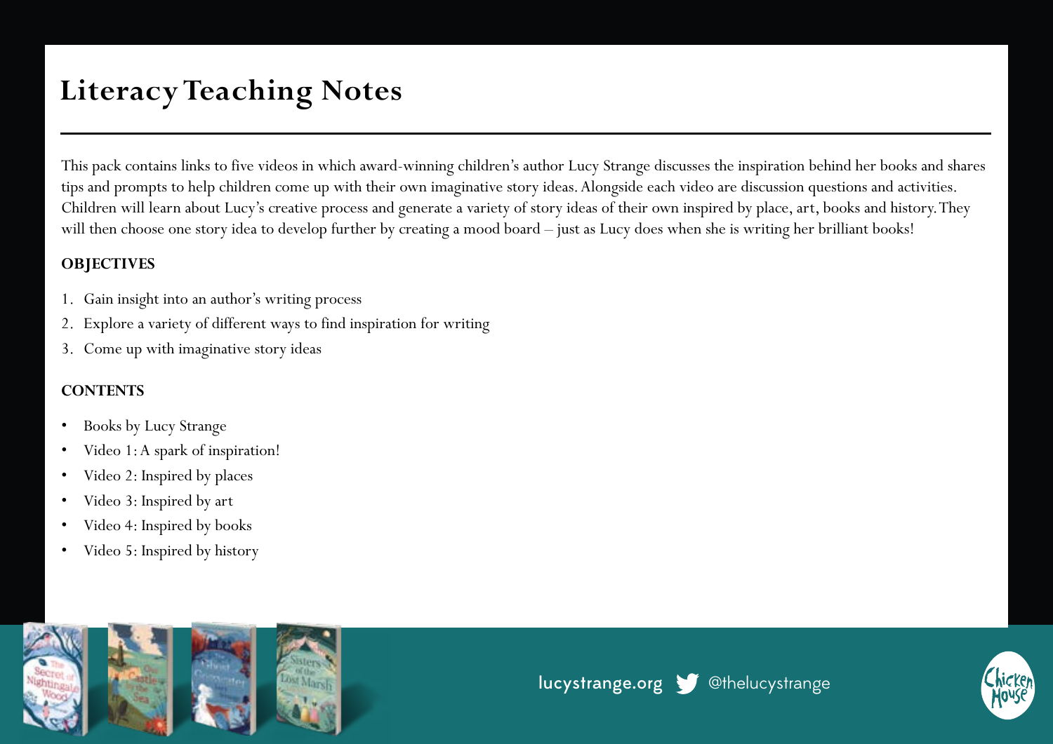# Literacy Teaching Notes

This pack contains links to five videos in which award-winning children's author Lucy Strange discusses the inspiration behind her books and shares tips and prompts to help children come up with their own imaginative story ideas. Alongside each video are discussion questions and activities. Children will learn about Lucy's creative process and generate a variety of story ideas of their own inspired by place, art, books and history. They will then choose one story idea to develop further by creating a mood board – just as Lucy does when she is writing her brilliant books!

**OBJECTIVES**

1. Gain insight into an author's writing process
2. Explore a variety of different ways to find inspiration for writing
3. Come up with imaginative story ideas

**CONTENTS**

- Books by Lucy Strange
- Video 1: A spark of inspiration!
- Video 2: Inspired by places
- Video 3: Inspired by art
- Video 4: Inspired by books
- Video 5: Inspired by history

lucystrange.org @thelucystrange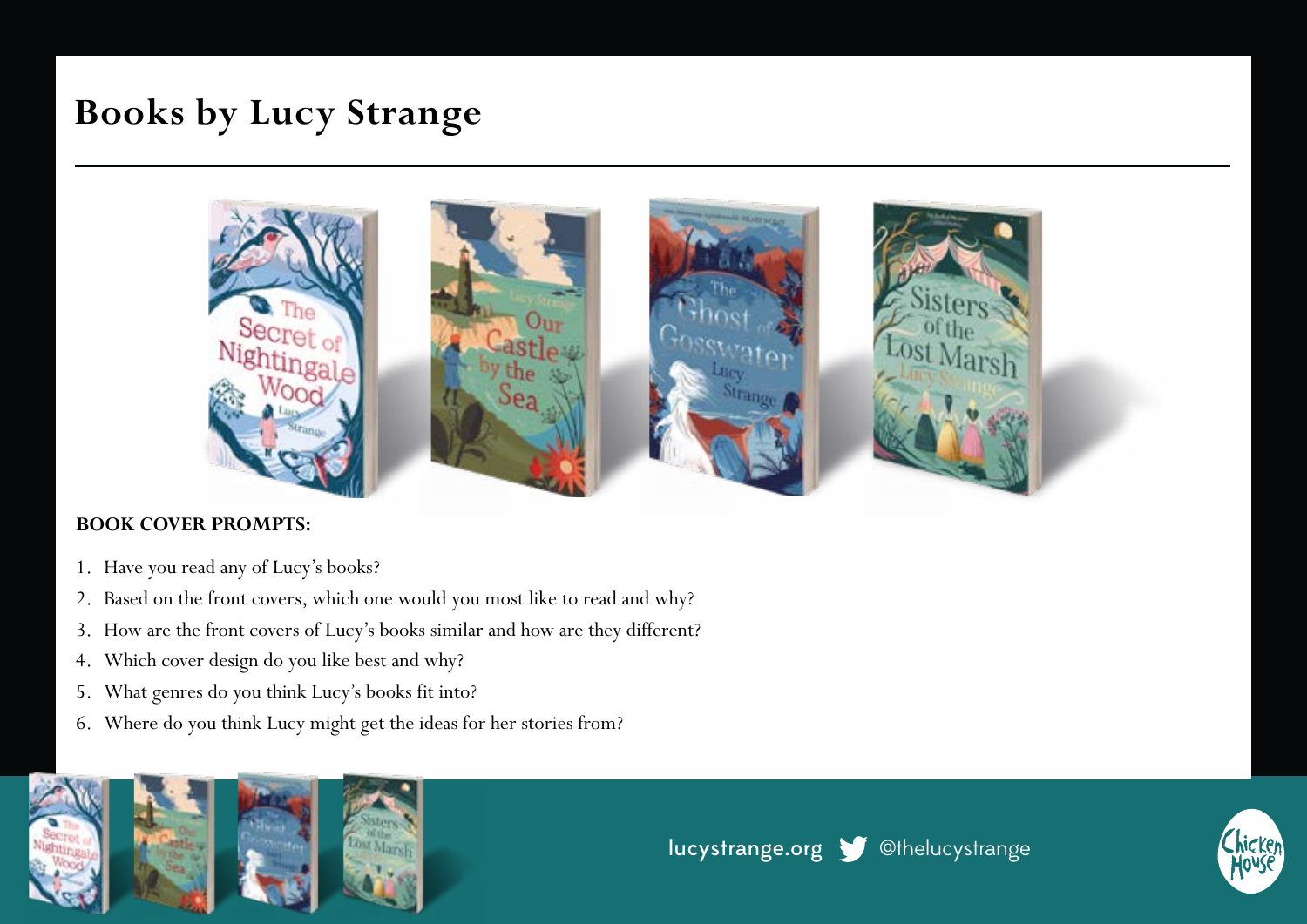# Books by Lucy Strange

**BOOK COVER PROMPTS:**

1. Have you read any of Lucy's books?
2. Based on the front covers, which one would you most like to read and why?
3. How are the front covers of Lucy's books similar and how are they different?
4. Which cover design do you like best and why?
5. What genres do you think Lucy's books fit into?
6. Where do you think Lucy might get the ideas for her stories from?

lucystrange.org @thelucystrange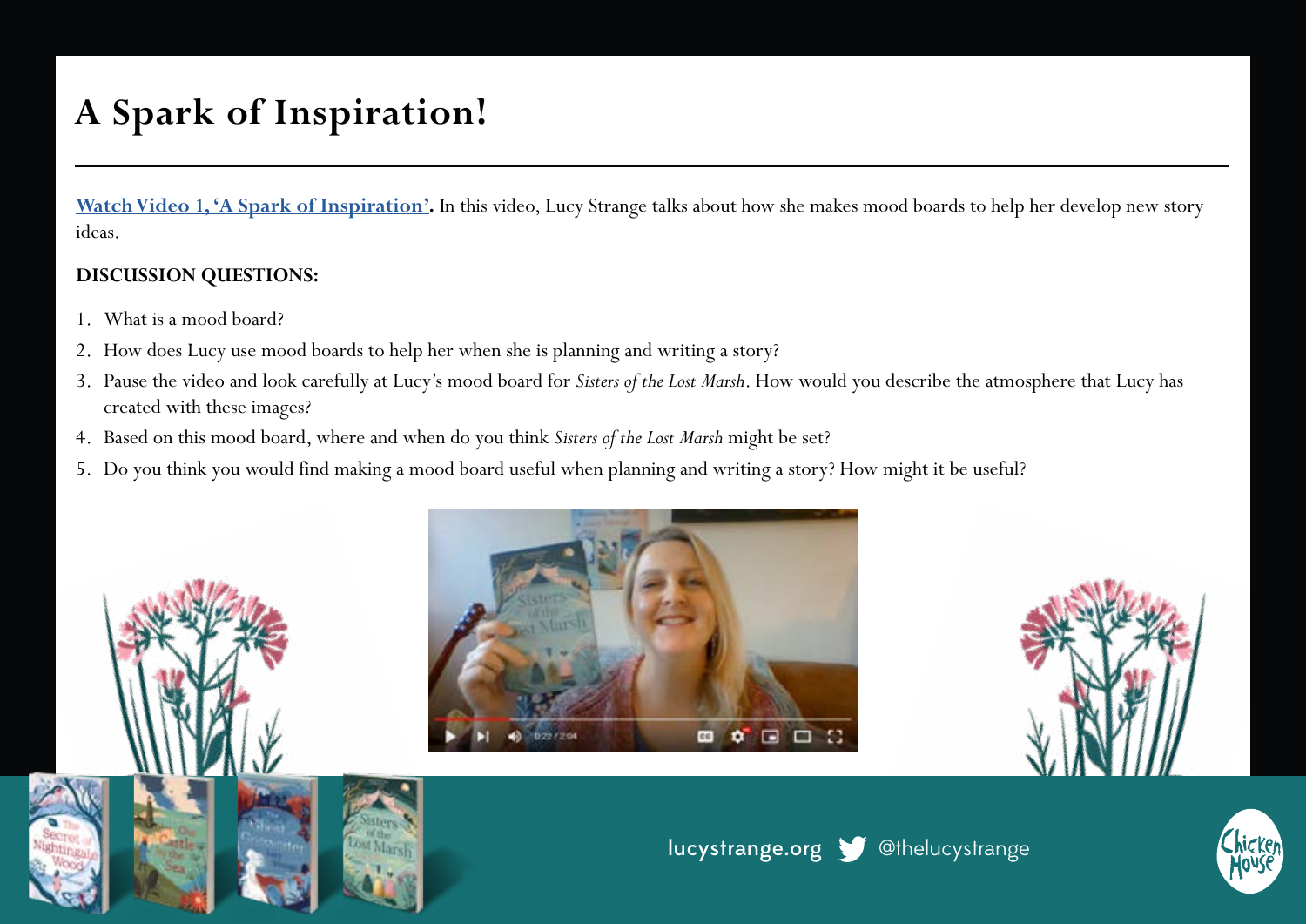# A Spark of Inspiration!

**Watch Video 1, 'A Spark of Inspiration'.** In this video, Lucy Strange talks about how she makes mood boards to help her develop new story ideas.

**DISCUSSION QUESTIONS:**

1. What is a mood board?
2. How does Lucy use mood boards to help her when she is planning and writing a story?
3. Pause the video and look carefully at Lucy's mood board for *Sisters of the Lost Marsh*. How would you describe the atmosphere that Lucy has created with these images?
4. Based on this mood board, where and when do you think *Sisters of the Lost Marsh* might be set?
5. Do you think you would find making a mood board useful when planning and writing a story? How might it be useful?

lucystrange.org @thelucystrange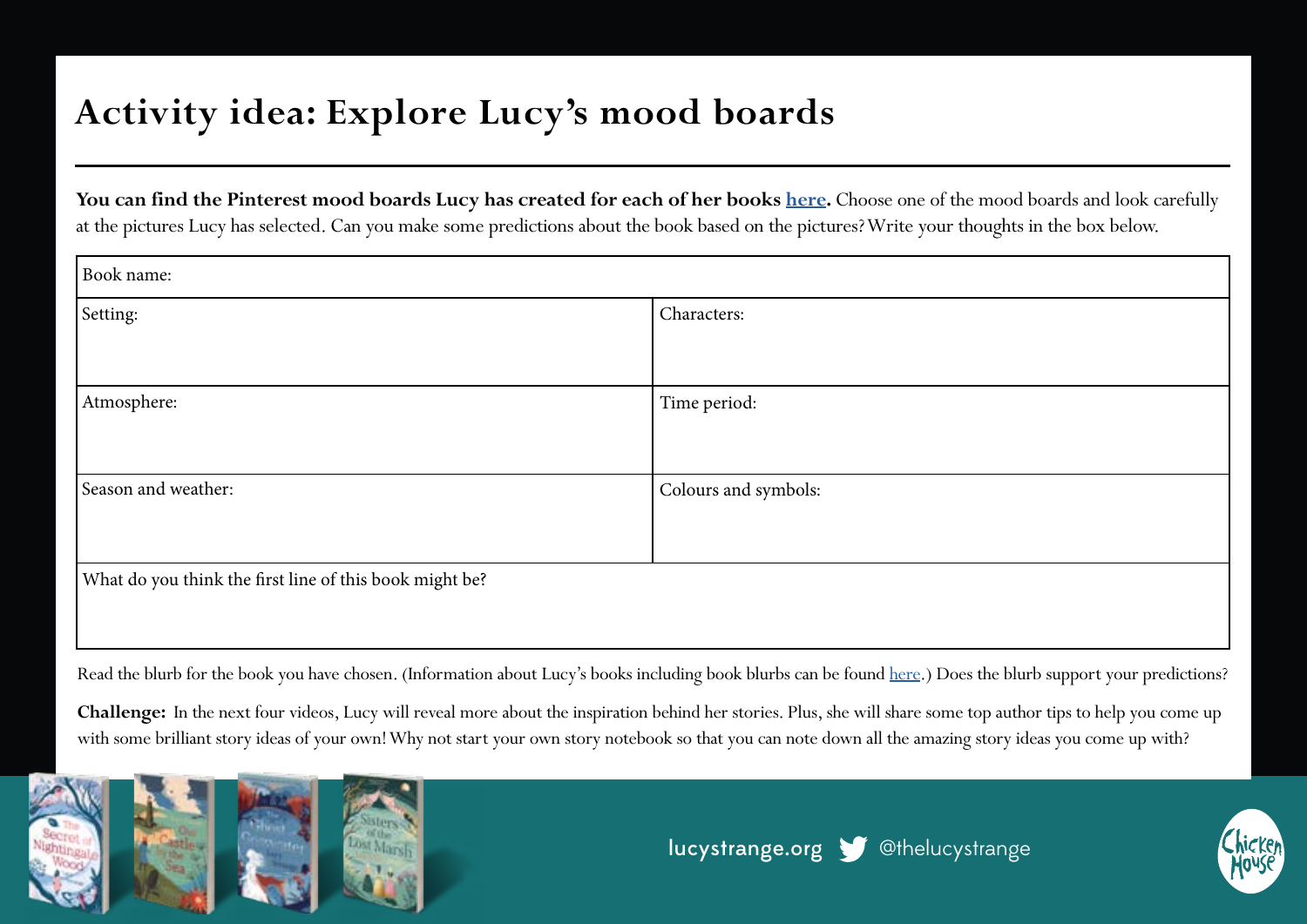# Activity idea: Explore Lucy's mood boards

**You can find the Pinterest mood boards Lucy has created for each of her books here.** Choose one of the mood boards and look carefully at the pictures Lucy has selected. Can you make some predictions about the book based on the pictures? Write your thoughts in the box below.

| Book name: | |
|---|---|
| Setting: | Characters: |
| Atmosphere: | Time period: |
| Season and weather: | Colours and symbols: |
| What do you think the first line of this book might be? | |

Read the blurb for the book you have chosen. (Information about Lucy's books including book blurbs can be found here.) Does the blurb support your predictions?

**Challenge:** In the next four videos, Lucy will reveal more about the inspiration behind her stories. Plus, she will share some top author tips to help you come up with some brilliant story ideas of your own! Why not start your own story notebook so that you can note down all the amazing story ideas you come up with?

lucystrange.org @thelucystrange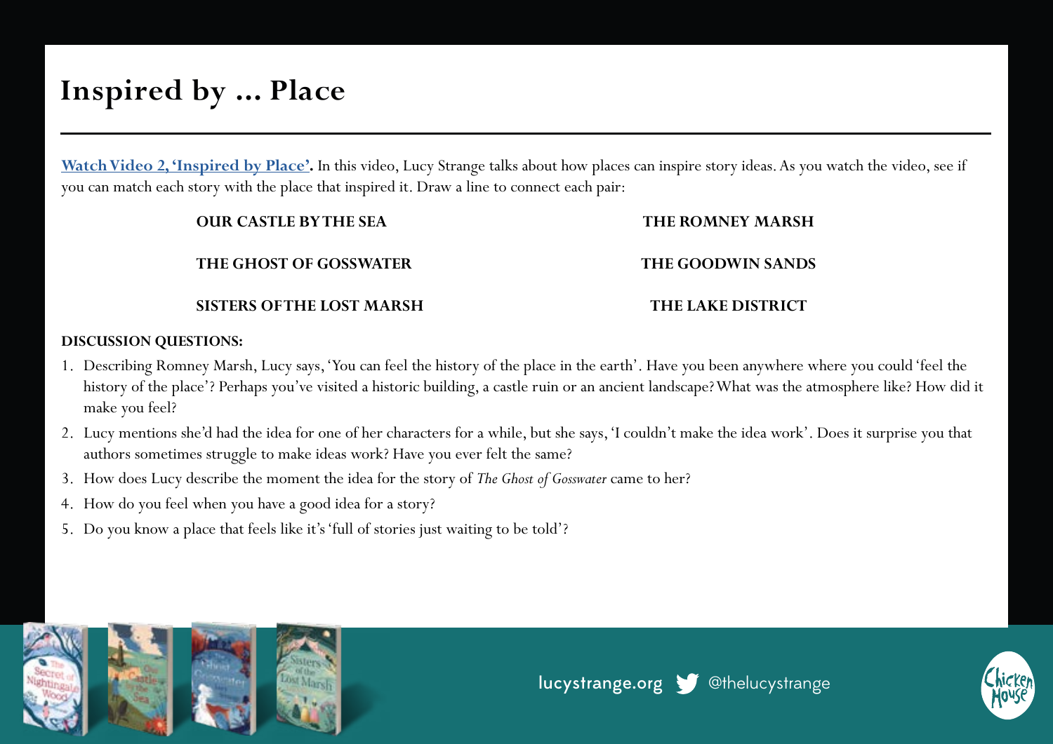# Inspired by ... Place

**Watch Video 2, 'Inspired by Place'.** In this video, Lucy Strange talks about how places can inspire story ideas. As you watch the video, see if you can match each story with the place that inspired it. Draw a line to connect each pair:

| | |
|---|---|
| **OUR CASTLE BY THE SEA** | **THE ROMNEY MARSH** |
| **THE GHOST OF GOSSWATER** | **THE GOODWIN SANDS** |
| **SISTERS OF THE LOST MARSH** | **THE LAKE DISTRICT** |

**DISCUSSION QUESTIONS:**

1. Describing Romney Marsh, Lucy says, 'You can feel the history of the place in the earth'. Have you been anywhere where you could 'feel the history of the place'? Perhaps you've visited a historic building, a castle ruin or an ancient landscape? What was the atmosphere like? How did it make you feel?
2. Lucy mentions she'd had the idea for one of her characters for a while, but she says, 'I couldn't make the idea work'. Does it surprise you that authors sometimes struggle to make ideas work? Have you ever felt the same?
3. How does Lucy describe the moment the idea for the story of *The Ghost of Gosswater* came to her?
4. How do you feel when you have a good idea for a story?
5. Do you know a place that feels like it's 'full of stories just waiting to be told'?

lucystrange.org @thelucystrange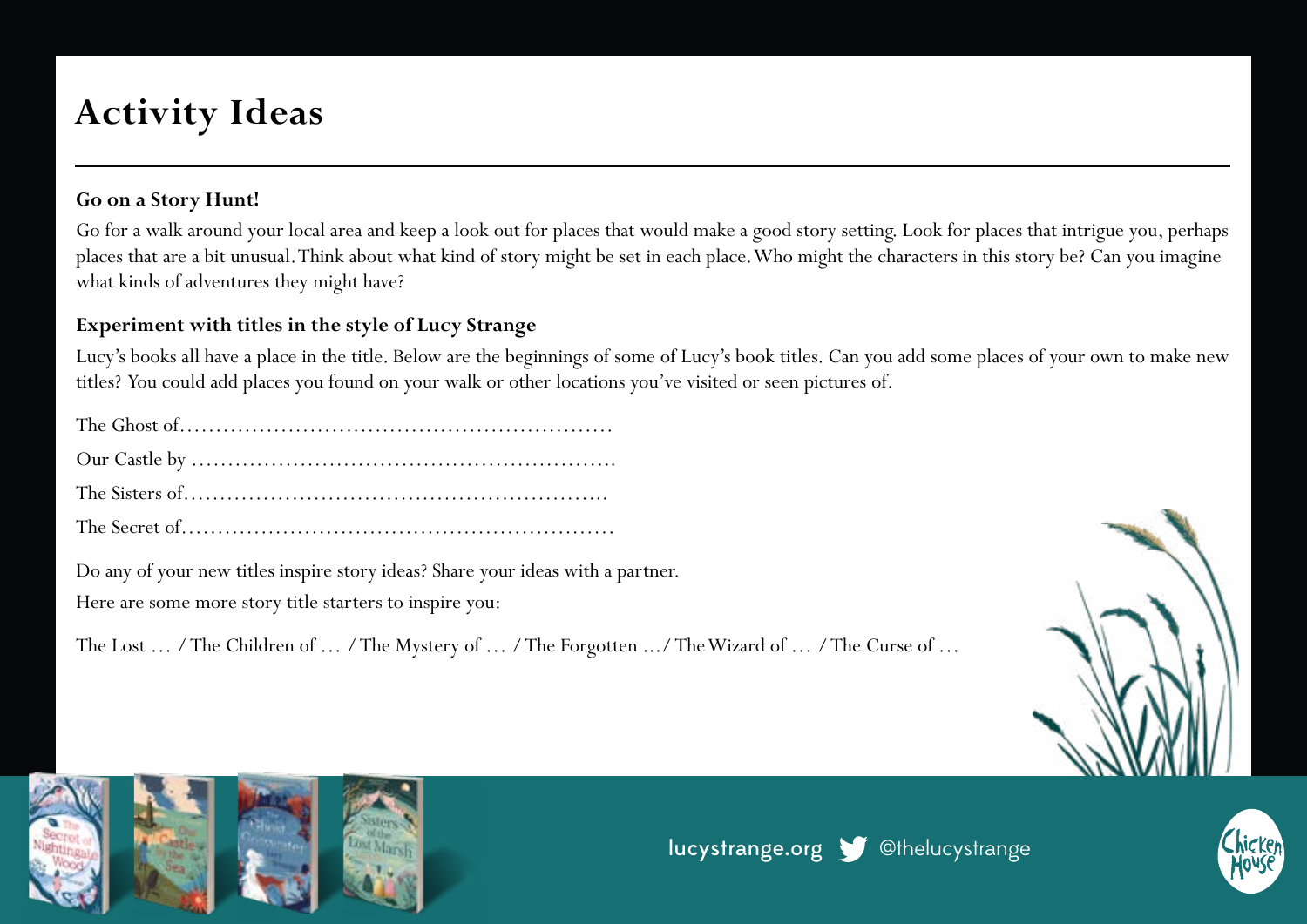# Activity Ideas

### Go on a Story Hunt!

Go for a walk around your local area and keep a look out for places that would make a good story setting. Look for places that intrigue you, perhaps places that are a bit unusual. Think about what kind of story might be set in each place. Who might the characters in this story be? Can you imagine what kinds of adventures they might have?

### Experiment with titles in the style of Lucy Strange

Lucy's books all have a place in the title. Below are the beginnings of some of Lucy's book titles. Can you add some places of your own to make new titles? You could add places you found on your walk or other locations you've visited or seen pictures of.

The Ghost of.........................................................

Our Castle by .......................................................

The Sisters of.......................................................

The Secret of.........................................................

Do any of your new titles inspire story ideas? Share your ideas with a partner.

Here are some more story title starters to inspire you:

The Lost … / The Children of … / The Mystery of … / The Forgotten …/ The Wizard of … / The Curse of …

lucystrange.org @thelucystrange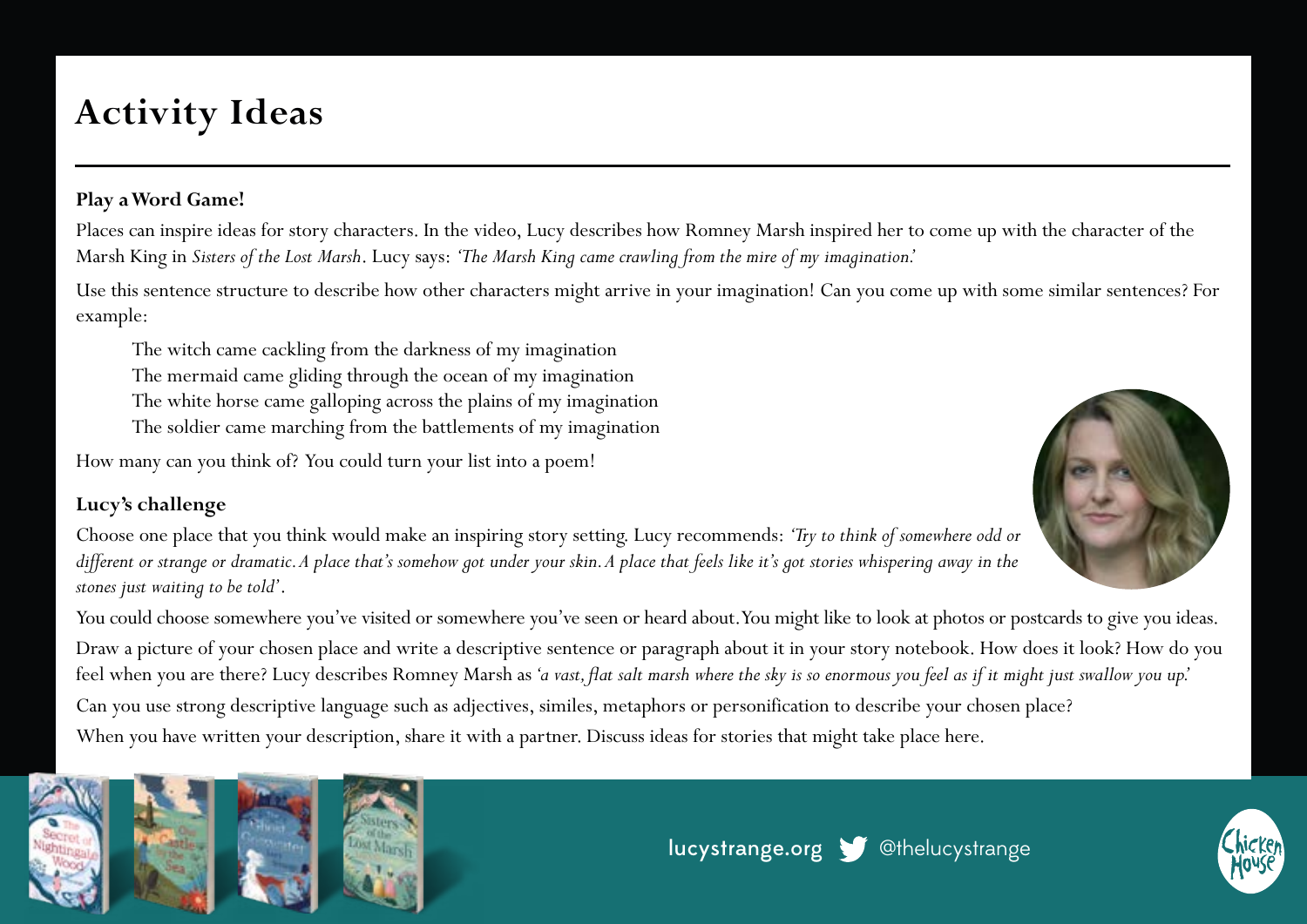# Activity Ideas

**Play a Word Game!**

Places can inspire ideas for story characters. In the video, Lucy describes how Romney Marsh inspired her to come up with the character of the Marsh King in *Sisters of the Lost Marsh*. Lucy says: *'The Marsh King came crawling from the mire of my imagination.'*

Use this sentence structure to describe how other characters might arrive in your imagination! Can you come up with some similar sentences? For example:

> The witch came cackling from the darkness of my imagination
> The mermaid came gliding through the ocean of my imagination
> The white horse came galloping across the plains of my imagination
> The soldier came marching from the battlements of my imagination

How many can you think of? You could turn your list into a poem!

**Lucy's challenge**

Choose one place that you think would make an inspiring story setting. Lucy recommends: *'Try to think of somewhere odd or different or strange or dramatic. A place that's somehow got under your skin. A place that feels like it's got stories whispering away in the stones just waiting to be told'*.

You could choose somewhere you've visited or somewhere you've seen or heard about. You might like to look at photos or postcards to give you ideas.

Draw a picture of your chosen place and write a descriptive sentence or paragraph about it in your story notebook. How does it look? How do you feel when you are there? Lucy describes Romney Marsh as *'a vast, flat salt marsh where the sky is so enormous you feel as if it might just swallow you up.'*

Can you use strong descriptive language such as adjectives, similes, metaphors or personification to describe your chosen place?

When you have written your description, share it with a partner. Discuss ideas for stories that might take place here.

lucystrange.org @thelucystrange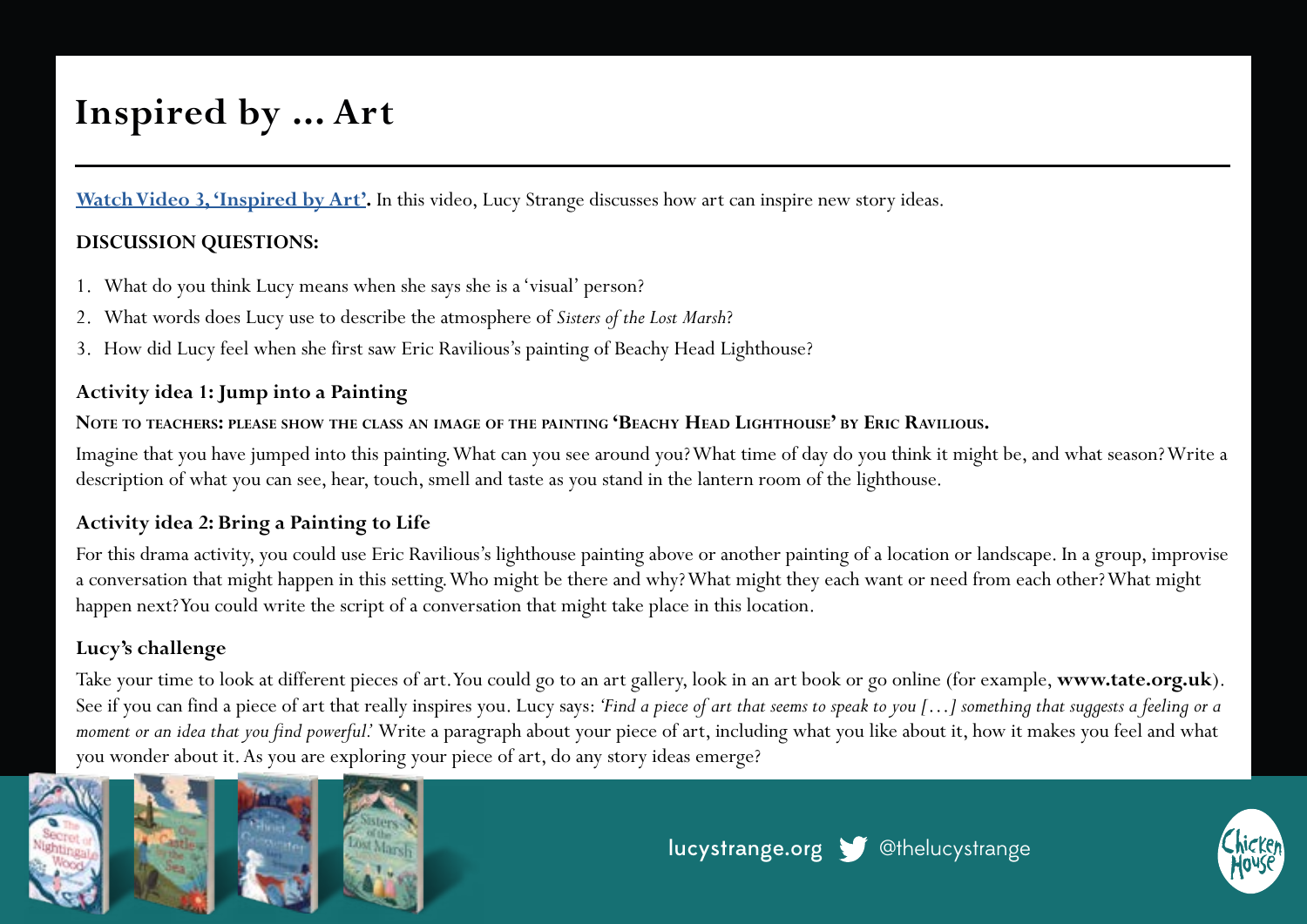# Inspired by ... Art

**Watch Video 3, 'Inspired by Art'.** In this video, Lucy Strange discusses how art can inspire new story ideas.

**DISCUSSION QUESTIONS:**

1. What do you think Lucy means when she says she is a 'visual' person?
2. What words does Lucy use to describe the atmosphere of *Sisters of the Lost Marsh*?
3. How did Lucy feel when she first saw Eric Ravilious's painting of Beachy Head Lighthouse?

### Activity idea 1: Jump into a Painting

**NOTE TO TEACHERS: PLEASE SHOW THE CLASS AN IMAGE OF THE PAINTING 'BEACHY HEAD LIGHTHOUSE' BY ERIC RAVILIOUS.**

Imagine that you have jumped into this painting. What can you see around you? What time of day do you think it might be, and what season? Write a description of what you can see, hear, touch, smell and taste as you stand in the lantern room of the lighthouse.

### Activity idea 2: Bring a Painting to Life

For this drama activity, you could use Eric Ravilious's lighthouse painting above or another painting of a location or landscape. In a group, improvise a conversation that might happen in this setting. Who might be there and why? What might they each want or need from each other? What might happen next? You could write the script of a conversation that might take place in this location.

### Lucy's challenge

Take your time to look at different pieces of art. You could go to an art gallery, look in an art book or go online (for example, **www.tate.org.uk**). See if you can find a piece of art that really inspires you. Lucy says: *'Find a piece of art that seems to speak to you [...] something that suggests a feeling or a moment or an idea that you find powerful.'* Write a paragraph about your piece of art, including what you like about it, how it makes you feel and what you wonder about it. As you are exploring your piece of art, do any story ideas emerge?

lucystrange.org @thelucystrange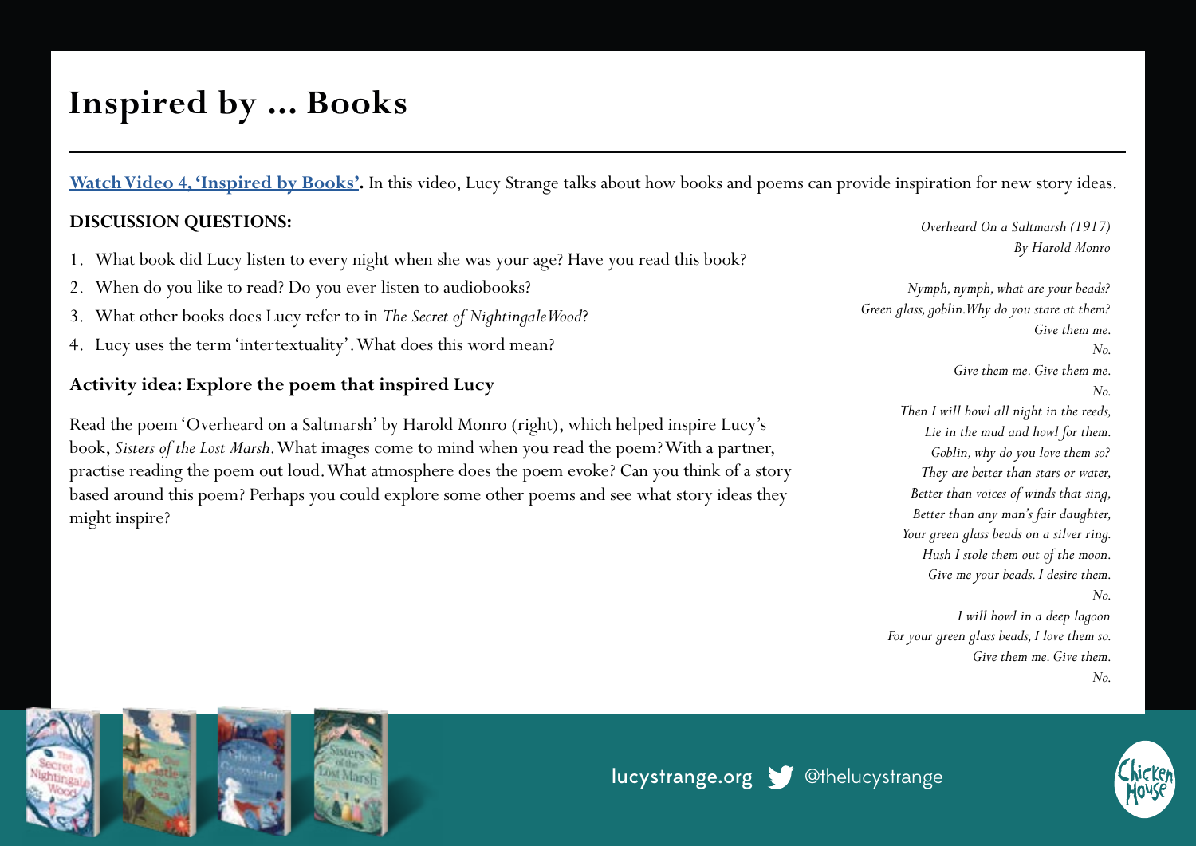# Inspired by ... Books

**[Watch Video 4, 'Inspired by Books'](#).** In this video, Lucy Strange talks about how books and poems can provide inspiration for new story ideas.

**DISCUSSION QUESTIONS:**

1. What book did Lucy listen to every night when she was your age? Have you read this book?
2. When do you like to read? Do you ever listen to audiobooks?
3. What other books does Lucy refer to in *The Secret of Nightingale Wood*?
4. Lucy uses the term 'intertextuality'. What does this word mean?

**Activity idea: Explore the poem that inspired Lucy**

Read the poem 'Overheard on a Saltmarsh' by Harold Monro (right), which helped inspire Lucy's book, *Sisters of the Lost Marsh*. What images come to mind when you read the poem? With a partner, practise reading the poem out loud. What atmosphere does the poem evoke? Can you think of a story based around this poem? Perhaps you could explore some other poems and see what story ideas they might inspire?

*Overheard On a Saltmarsh (1917)*
*By Harold Monro*

*Nymph, nymph, what are your beads?*
*Green glass, goblin. Why do you stare at them?*
*Give them me.*
*No.*
*Give them me. Give them me.*
*No.*
*Then I will howl all night in the reeds,*
*Lie in the mud and howl for them.*
*Goblin, why do you love them so?*
*They are better than stars or water,*
*Better than voices of winds that sing,*
*Better than any man's fair daughter,*
*Your green glass beads on a silver ring.*
*Hush I stole them out of the moon.*
*Give me your beads. I desire them.*
*No.*
*I will howl in a deep lagoon*
*For your green glass beads, I love them so.*
*Give them me. Give them.*
*No.*

lucystrange.org @thelucystrange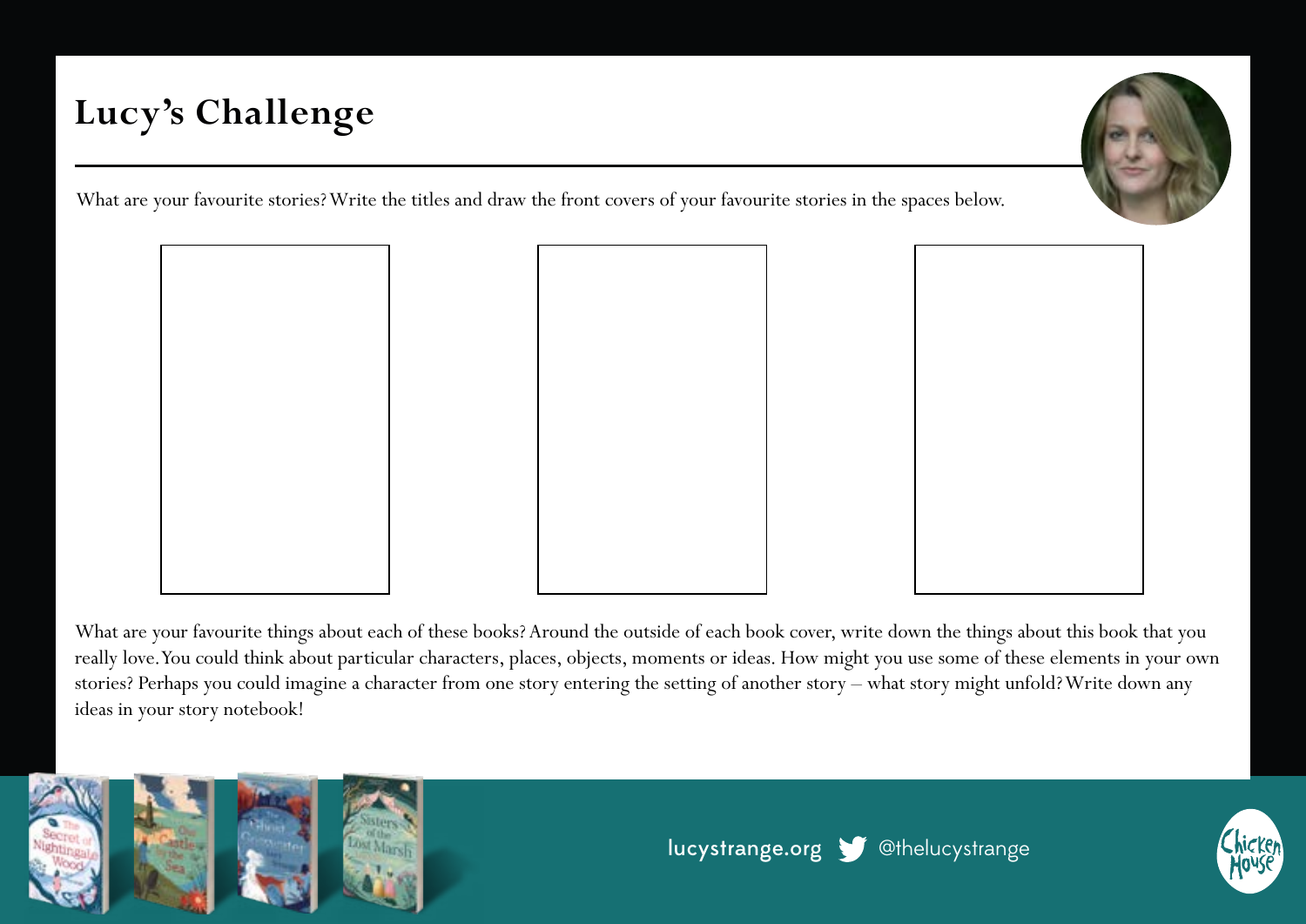# Lucy's Challenge

What are your favourite stories? Write the titles and draw the front covers of your favourite stories in the spaces below.

What are your favourite things about each of these books? Around the outside of each book cover, write down the things about this book that you really love. You could think about particular characters, places, objects, moments or ideas. How might you use some of these elements in your own stories? Perhaps you could imagine a character from one story entering the setting of another story – what story might unfold? Write down any ideas in your story notebook!

lucystrange.org @thelucystrange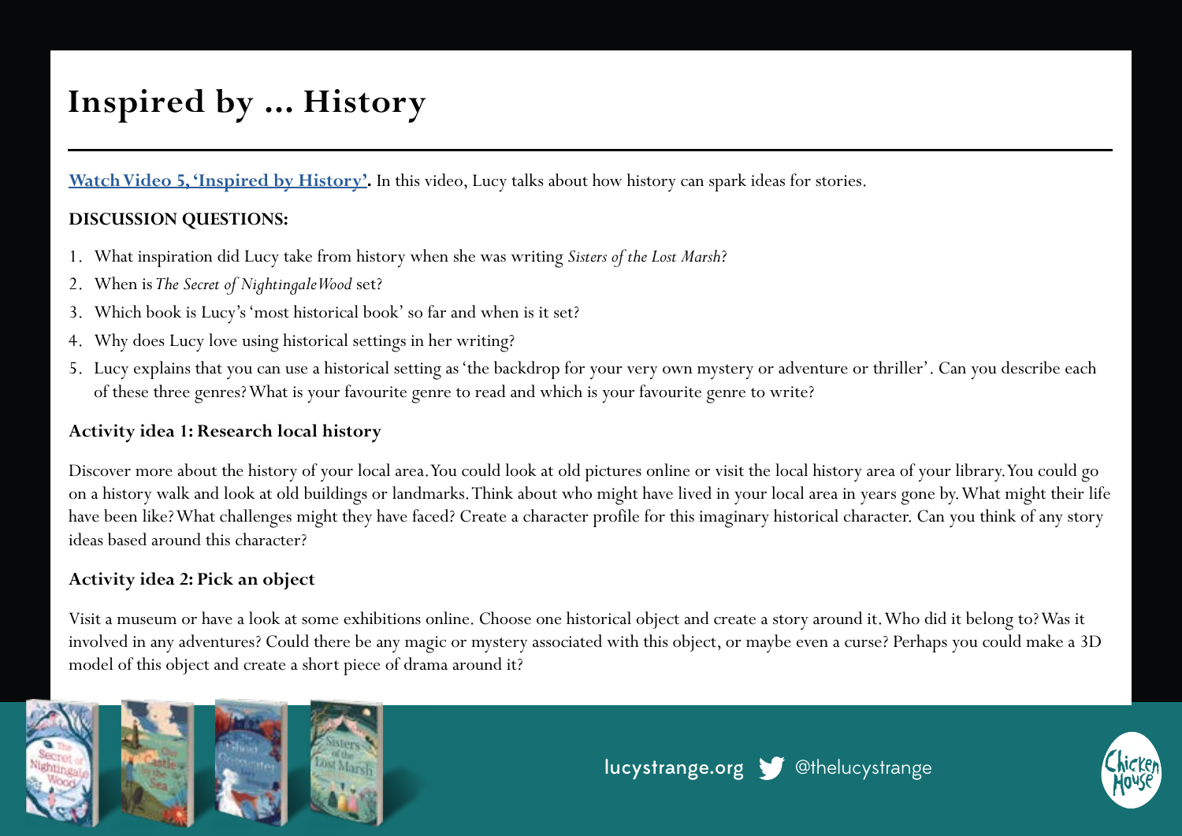# Inspired by … History

**[Watch Video 5, 'Inspired by History'](#).** In this video, Lucy talks about how history can spark ideas for stories.

**DISCUSSION QUESTIONS:**

1. What inspiration did Lucy take from history when she was writing *Sisters of the Lost Marsh*?
2. When is *The Secret of Nightingale Wood* set?
3. Which book is Lucy's 'most historical book' so far and when is it set?
4. Why does Lucy love using historical settings in her writing?
5. Lucy explains that you can use a historical setting as 'the backdrop for your very own mystery or adventure or thriller'. Can you describe each of these three genres? What is your favourite genre to read and which is your favourite genre to write?

### Activity idea 1: Research local history

Discover more about the history of your local area. You could look at old pictures online or visit the local history area of your library. You could go on a history walk and look at old buildings or landmarks. Think about who might have lived in your local area in years gone by. What might their life have been like? What challenges might they have faced? Create a character profile for this imaginary historical character. Can you think of any story ideas based around this character?

### Activity idea 2: Pick an object

Visit a museum or have a look at some exhibitions online. Choose one historical object and create a story around it. Who did it belong to? Was it involved in any adventures? Could there be any magic or mystery associated with this object, or maybe even a curse? Perhaps you could make a 3D model of this object and create a short piece of drama around it?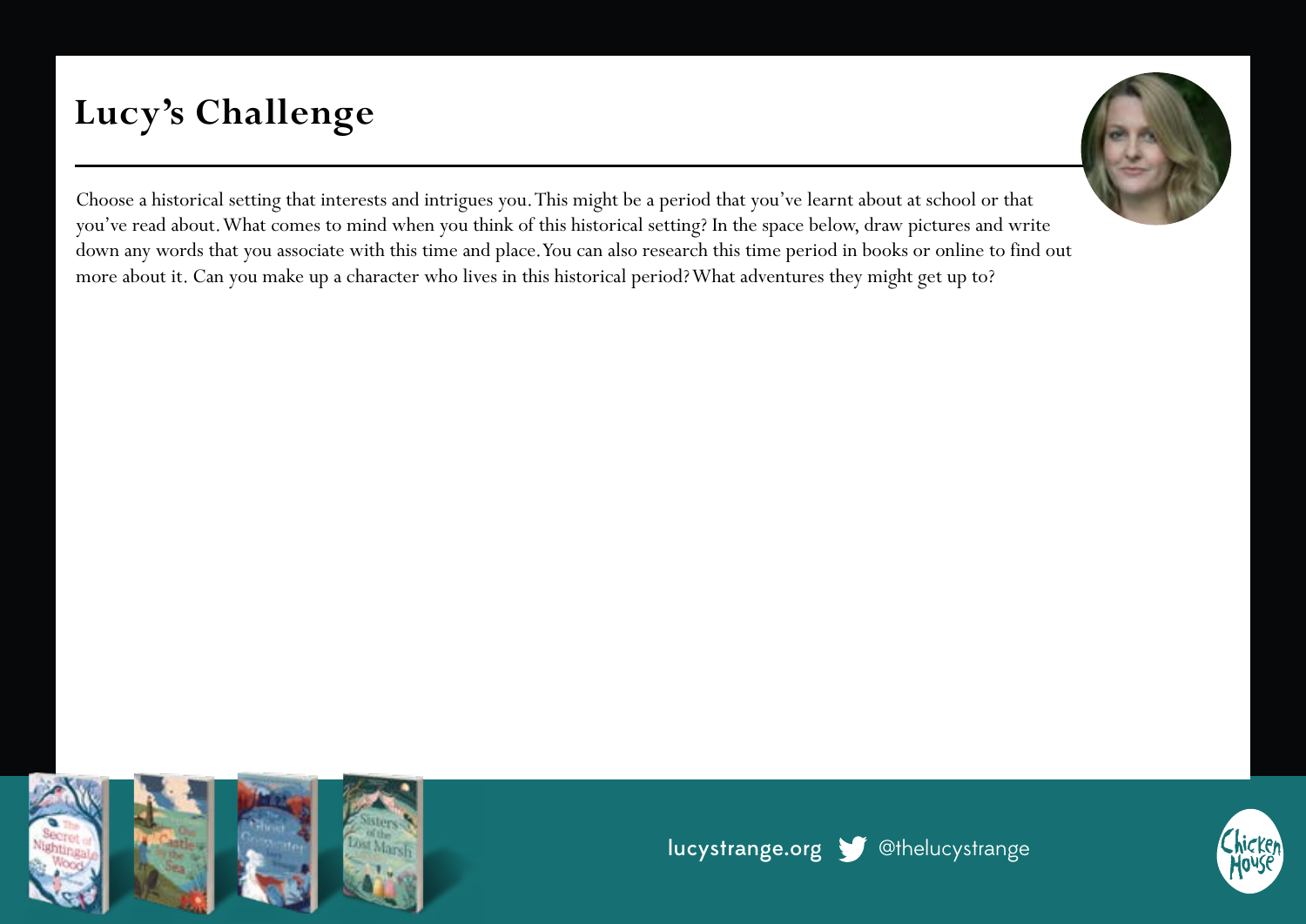# Lucy's Challenge

Choose a historical setting that interests and intrigues you. This might be a period that you've learnt about at school or that you've read about. What comes to mind when you think of this historical setting? In the space below, draw pictures and write down any words that you associate with this time and place. You can also research this time period in books or online to find out more about it. Can you make up a character who lives in this historical period? What adventures they might get up to?

lucystrange.org @thelucystrange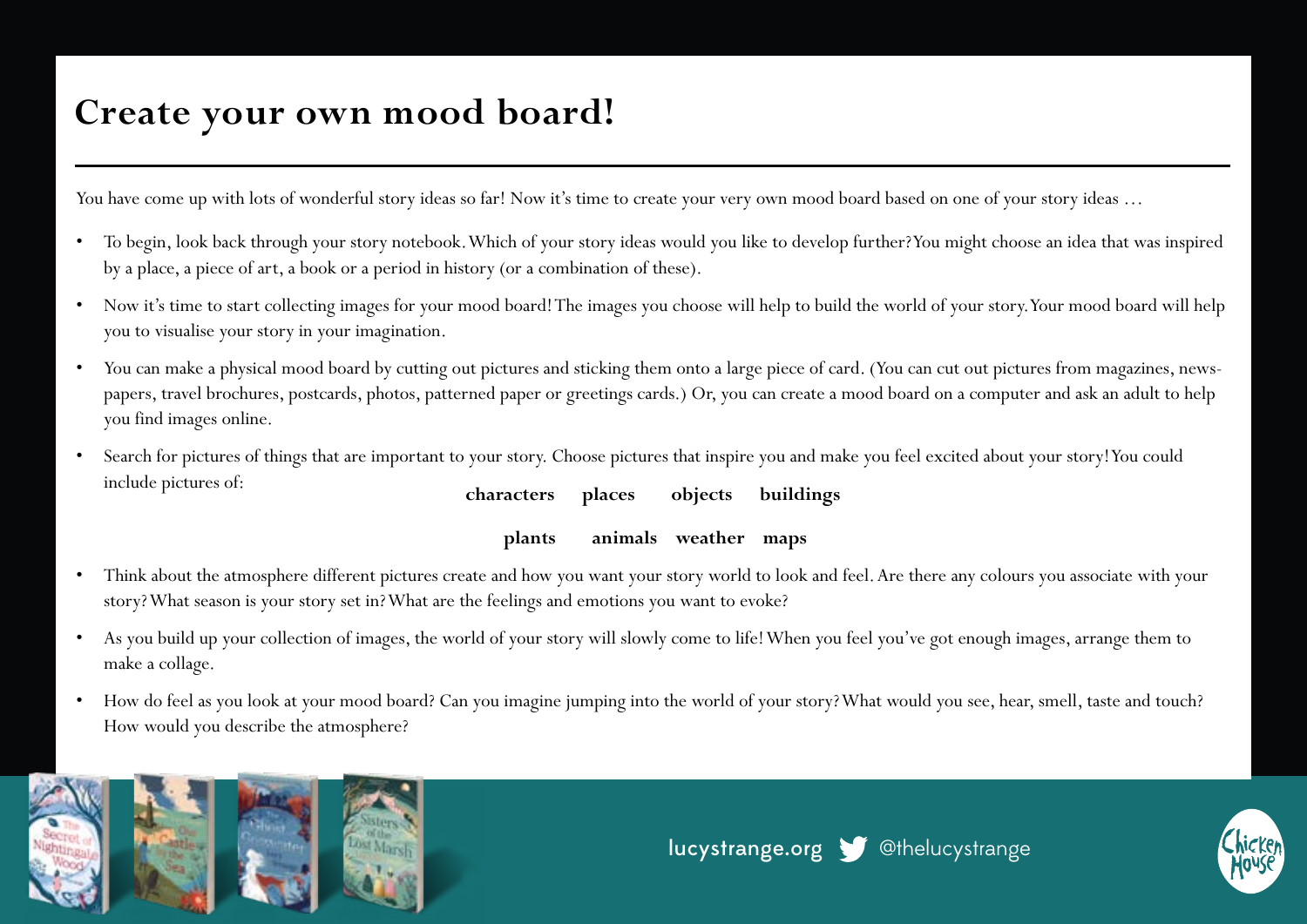# Create your own mood board!

You have come up with lots of wonderful story ideas so far! Now it's time to create your very own mood board based on one of your story ideas …

- To begin, look back through your story notebook. Which of your story ideas would you like to develop further? You might choose an idea that was inspired by a place, a piece of art, a book or a period in history (or a combination of these).
- Now it's time to start collecting images for your mood board! The images you choose will help to build the world of your story. Your mood board will help you to visualise your story in your imagination.
- You can make a physical mood board by cutting out pictures and sticking them onto a large piece of card. (You can cut out pictures from magazines, newspapers, travel brochures, postcards, photos, patterned paper or greetings cards.) Or, you can create a mood board on a computer and ask an adult to help you find images online.
- Search for pictures of things that are important to your story. Choose pictures that inspire you and make you feel excited about your story! You could include pictures of:

  **characters** **places** **objects** **buildings**

  **plants** **animals** **weather** **maps**

- Think about the atmosphere different pictures create and how you want your story world to look and feel. Are there any colours you associate with your story? What season is your story set in? What are the feelings and emotions you want to evoke?
- As you build up your collection of images, the world of your story will slowly come to life! When you feel you've got enough images, arrange them to make a collage.
- How do feel as you look at your mood board? Can you imagine jumping into the world of your story? What would you see, hear, smell, taste and touch? How would you describe the atmosphere?

lucystrange.org @thelucystrange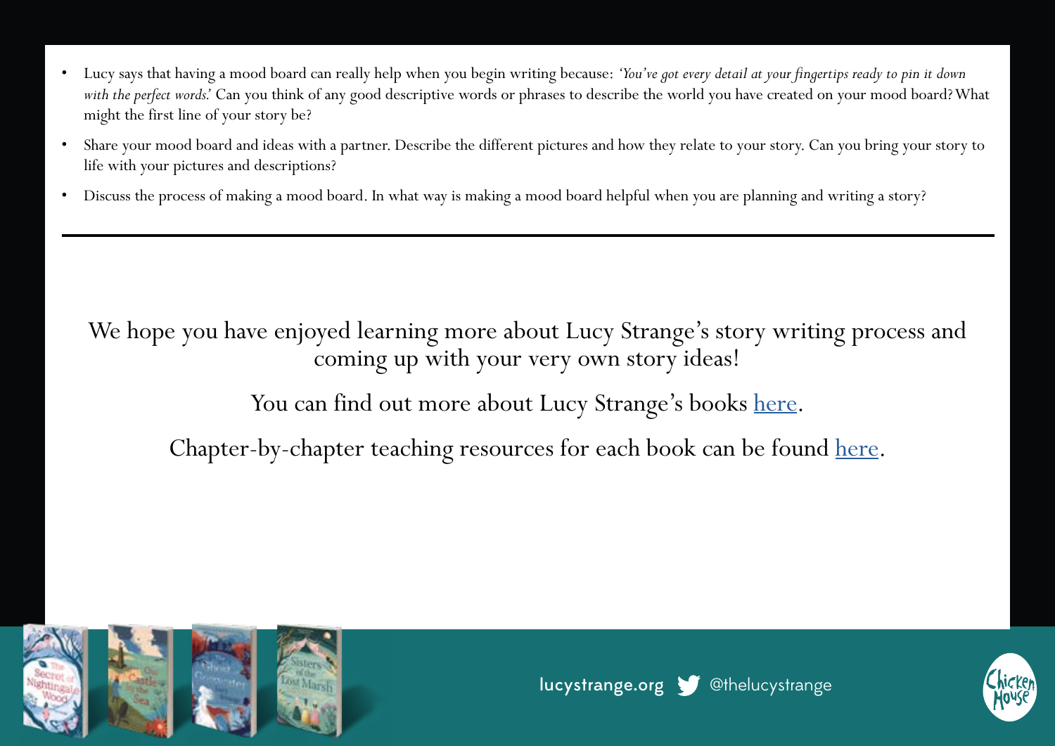- Lucy says that having a mood board can really help when you begin writing because: *'You've got every detail at your fingertips ready to pin it down with the perfect words.'* Can you think of any good descriptive words or phrases to describe the world you have created on your mood board? What might the first line of your story be?
- Share your mood board and ideas with a partner. Describe the different pictures and how they relate to your story. Can you bring your story to life with your pictures and descriptions?
- Discuss the process of making a mood board. In what way is making a mood board helpful when you are planning and writing a story?

---

We hope you have enjoyed learning more about Lucy Strange's story writing process and coming up with your very own story ideas!

You can find out more about Lucy Strange's books here.

Chapter-by-chapter teaching resources for each book can be found here.

lucystrange.org @thelucystrange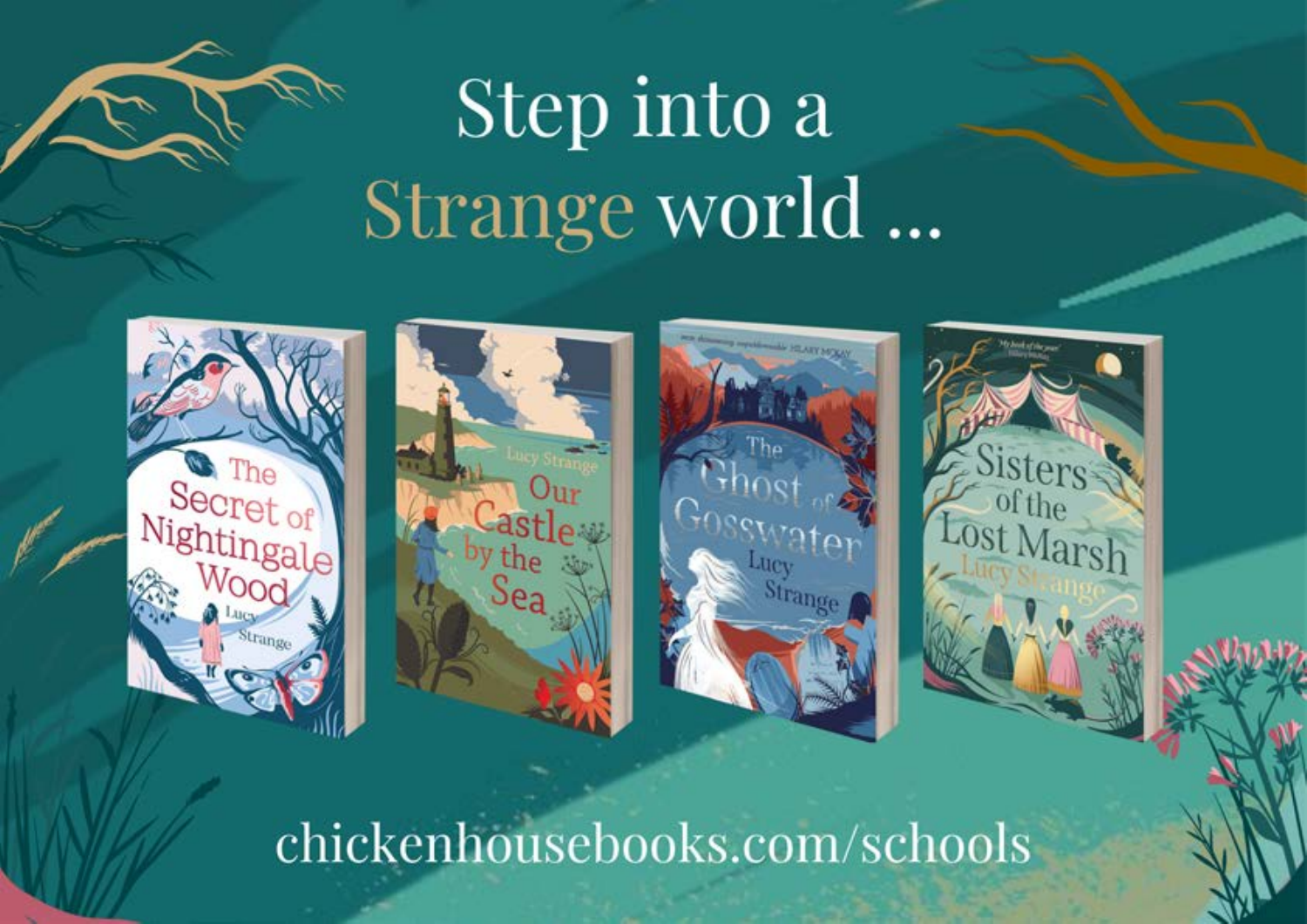# Step into a Strange world ...

The Secret of Nightingale Wood — Lucy Strange

Our Castle by the Sea — Lucy Strange

The Ghost of Gosswater — Lucy Strange

Sisters of the Lost Marsh — Lucy Strange

chickenhousebooks.com/schools